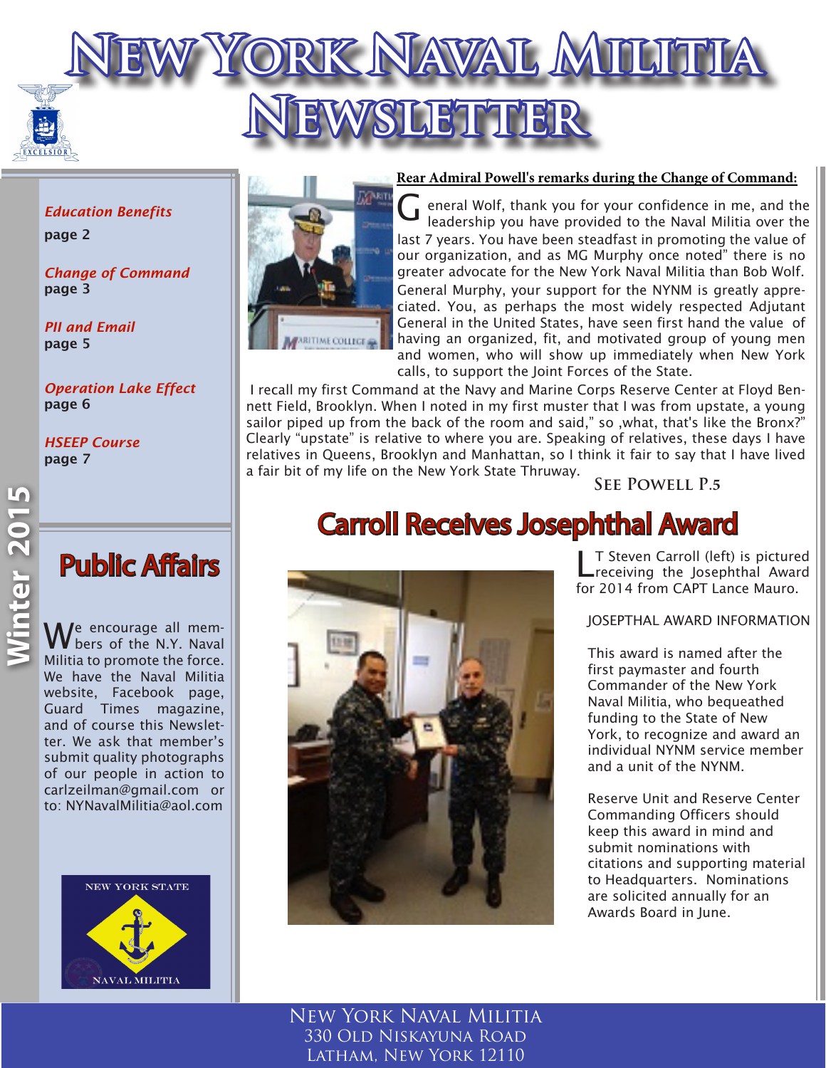# New York Naval Militia Newsletter

**Winter 2015**

*Education Benefits* page 2

*Change of Command* page 3

*PII and Email* page 5

*Operation Lake Effect* page 6

*HSEEP Course* page 7

## Rear Admiral Powell's remarks during the Change of Command:

General Wolf, thank you for your confidence in me, and the leadership you have provided to the Naval Militia over the last 7 years. You have been steadfast in promoting the value of our organization, and as MG Murphy once noted" there is no greater advocate for the New York Naval Militia than Bob Wolf. General Murphy, your support for the NYNM is greatly appreciated. You, as perhaps the most widely respected Adjutant General in the United States, have seen first hand the value of having an organized, fit, and motivated group of young men and women, who will show up immediately when New York calls, to support the Joint Forces of the State.

I recall my first Command at the Navy and Marine Corps Reserve Center at Floyd Bennett Field, Brooklyn. When I noted in my first muster that I was from upstate, a young sailor piped up from the back of the room and said," so ,what, that's like the Bronx?" Clearly "upstate" is relative to where you are. Speaking of relatives, these days I have relatives in Queens, Brooklyn and Manhattan, so I think it fair to say that I have lived a fair bit of my life on the New York State Thruway.

See Powell P.5

## Carroll Receives Josephthal Award

LT Steven Carroll (left) is pictured receiving the Josephthal Award for 2014 from CAPT Lance Mauro.

JOSEPTHAL AWARD INFORMATION

This award is named after the first paymaster and fourth Commander of the New York Naval Militia, who bequeathed funding to the State of New York, to recognize and award an individual NYNM service member and a unit of the NYNM.

Reserve Unit and Reserve Center Commanding Officers should keep this award in mind and submit nominations with citations and supporting material to Headquarters. Nominations are solicited annually for an Awards Board in June.

## Public Affairs

We encourage all members of the N.Y. Naval Militia to promote the force. We have the Naval Militia website, Facebook page, Guard Times magazine, and of course this Newsletter. We ask that member's submit quality photographs of our people in action to carlzeilman@gmail.com or to: NYNavalMilitia@aol.com

New York Naval Militia
330 Old Niskayuna Road
Latham, New York 12110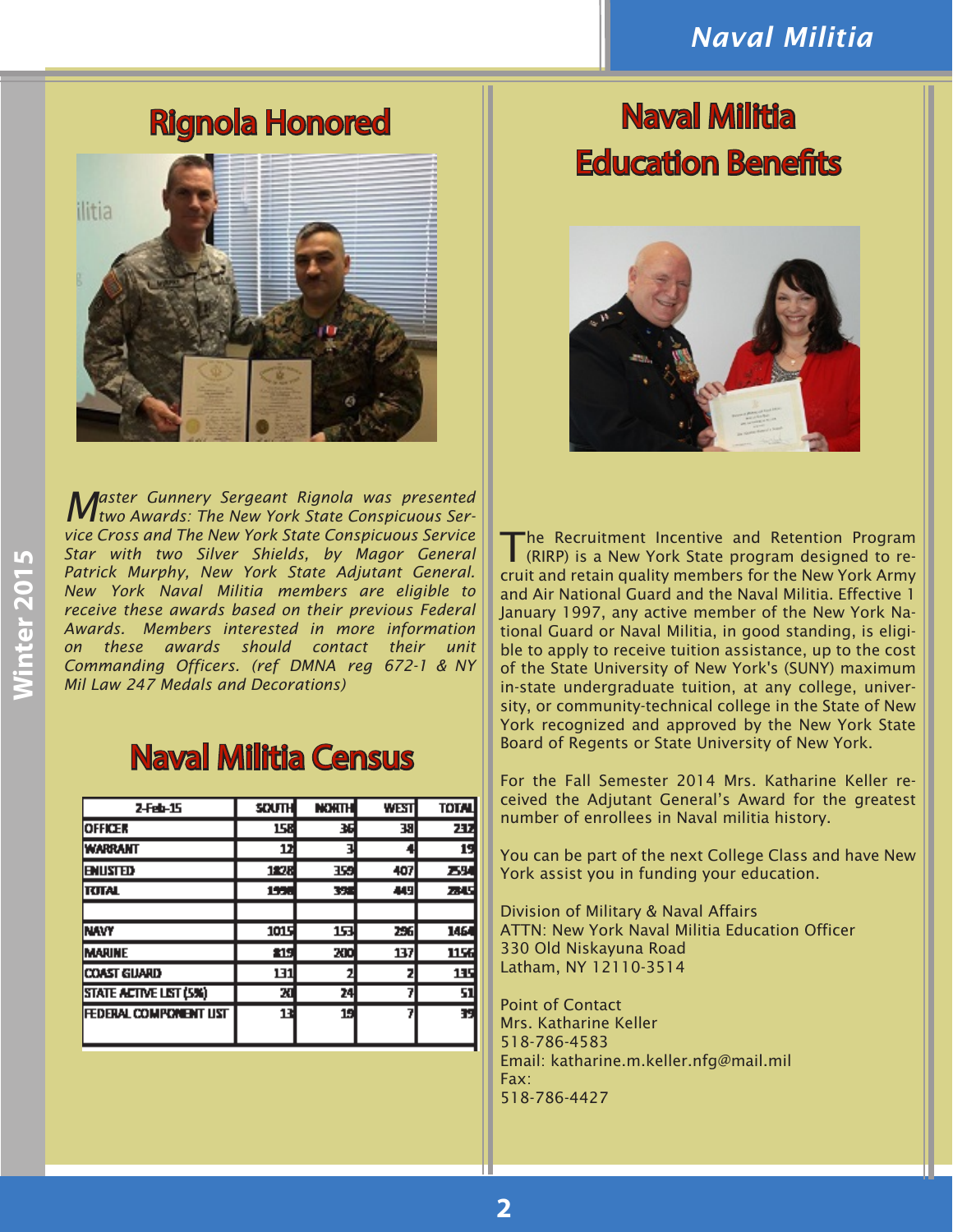## Rignola Honored

*Master Gunnery Sergeant Rignola was presented two Awards: The New York State Conspicuous Service Cross and The New York State Conspicuous Service Star with two Silver Shields, by Magor General Patrick Murphy, New York State Adjutant General. New York Naval Militia members are eligible to receive these awards based on their previous Federal Awards. Members interested in more information on these awards should contact their unit Commanding Officers. (ref DMNA reg 672-1 & NY Mil Law 247 Medals and Decorations)*

## Naval Militia Census

| 2-Feb-15 | SOUTH | NORTH | WEST | TOTAL |
|---|---|---|---|---|
| OFFICER | 158 | 36 | 38 | 232 |
| WARRANT | 12 | 3 | 4 | 19 |
| ENLISTED | 1828 | 359 | 407 | 2594 |
| TOTAL | 1998 | 398 | 449 | 2845 |
| | | | | |
| NAVY | 1015 | 153 | 296 | 1464 |
| MARINE | 819 | 200 | 137 | 1156 |
| COAST GUARD | 131 | 2 | 2 | 135 |
| STATE ACTIVE LIST (5%) | 20 | 24 | 7 | 51 |
| FEDERAL COMPONENT LIST | 13 | 19 | 7 | 39 |

## Naval Militia Education Benefits

The Recruitment Incentive and Retention Program (RIRP) is a New York State program designed to recruit and retain quality members for the New York Army and Air National Guard and the Naval Militia. Effective 1 January 1997, any active member of the New York National Guard or Naval Militia, in good standing, is eligible to apply to receive tuition assistance, up to the cost of the State University of New York's (SUNY) maximum in-state undergraduate tuition, at any college, university, or community-technical college in the State of New York recognized and approved by the New York State Board of Regents or State University of New York.

For the Fall Semester 2014 Mrs. Katharine Keller received the Adjutant General's Award for the greatest number of enrollees in Naval militia history.

You can be part of the next College Class and have New York assist you in funding your education.

Division of Military & Naval Affairs
ATTN: New York Naval Militia Education Officer
330 Old Niskayuna Road
Latham, NY 12110-3514

Point of Contact
Mrs. Katharine Keller
518-786-4583
Email: katharine.m.keller.nfg@mail.mil
Fax:
518-786-4427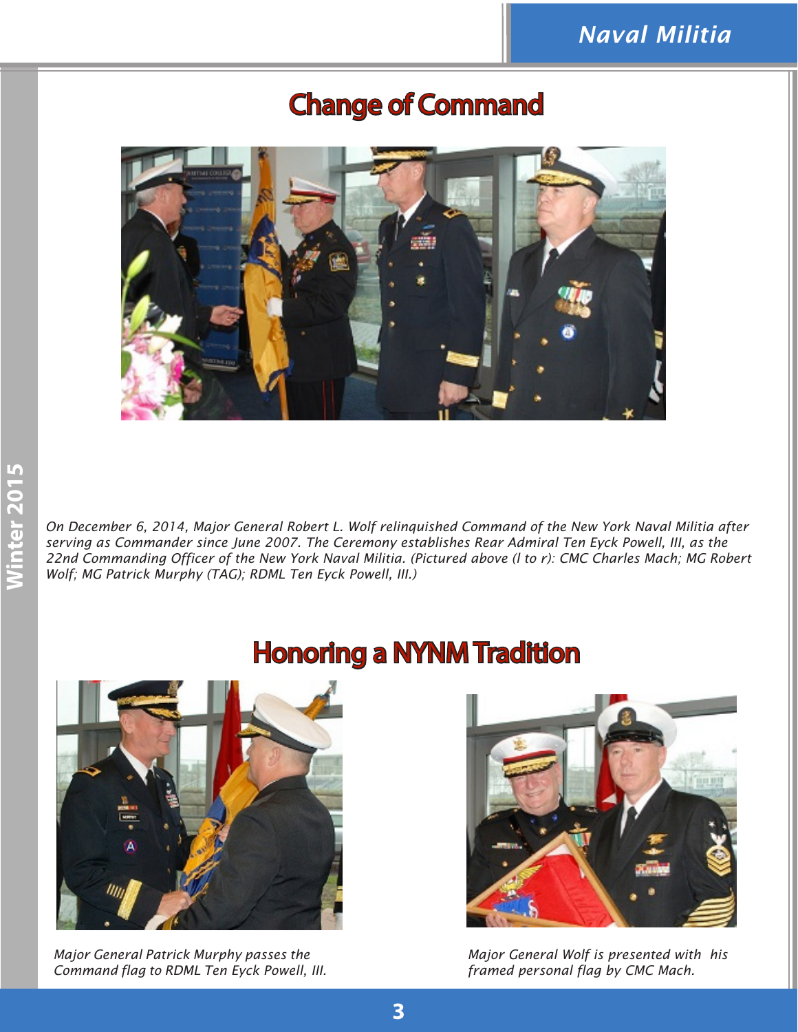## Change of Command

*On December 6, 2014, Major General Robert L. Wolf relinquished Command of the New York Naval Militia after serving as Commander since June 2007. The Ceremony establishes Rear Admiral Ten Eyck Powell, III, as the 22nd Commanding Officer of the New York Naval Militia. (Pictured above (l to r): CMC Charles Mach; MG Robert Wolf; MG Patrick Murphy (TAG); RDML Ten Eyck Powell, III.)*

## Honoring a NYNM Tradition

*Major General Patrick Murphy passes the Command flag to RDML Ten Eyck Powell, III.*

*Major General Wolf is presented with his framed personal flag by CMC Mach.*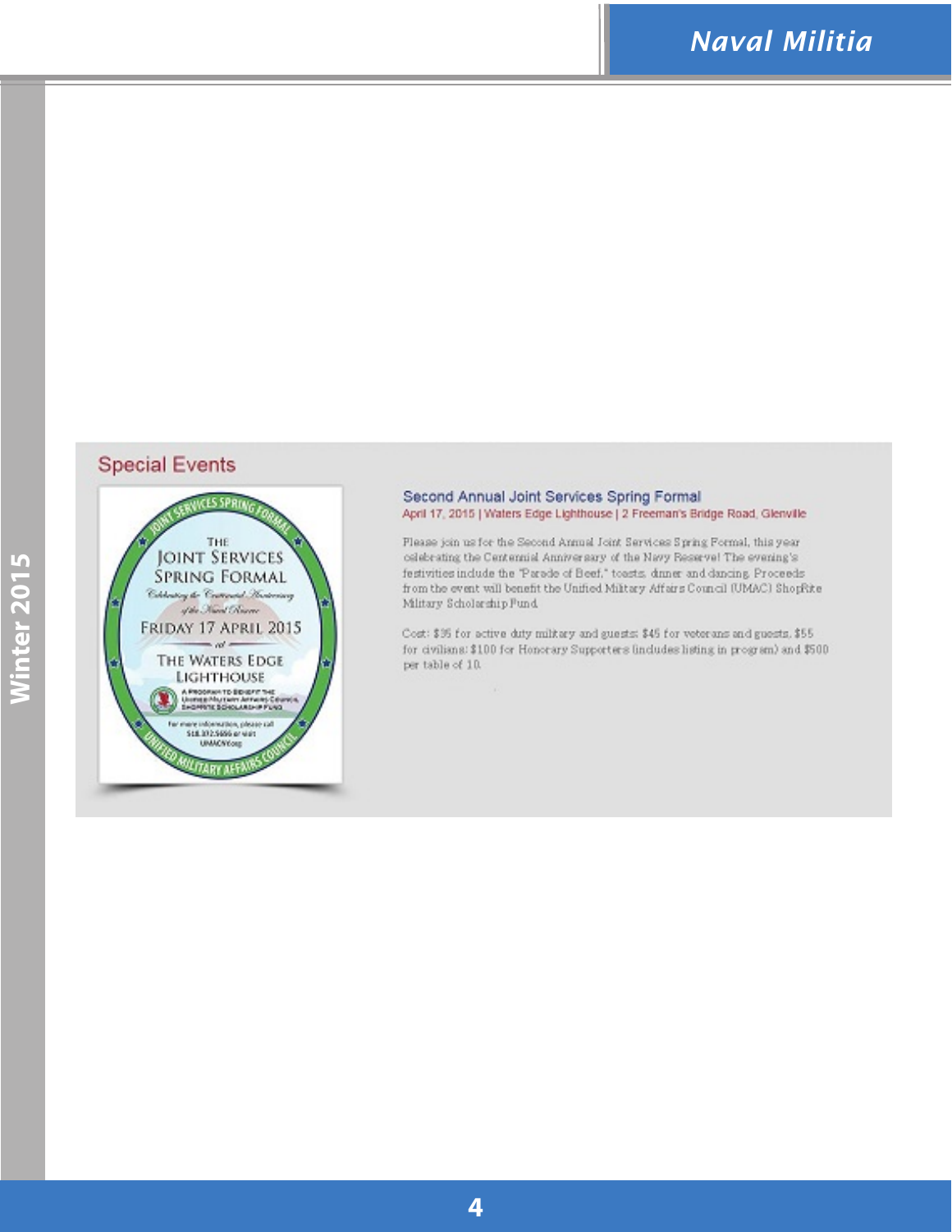## Special Events

### Second Annual Joint Services Spring Formal

April 17, 2015 | Waters Edge Lighthouse | 2 Freeman's Bridge Road, Glenville

Please join us for the Second Annual Joint Services Spring Formal, this year celebrating the Centennial Anniversary of the Navy Reserve! The evening's festivities include the "Parade of Beef," toasts, dinner and dancing. Proceeds from the event will benefit the Unified Military Affairs Council (UMAC) ShopRite Military Scholarship Fund.

Cost: $35 for active duty military and guests; $45 for veterans and guests, $55 for civilians; $100 for Honorary Supporters (includes listing in program) and $500 per table of 10.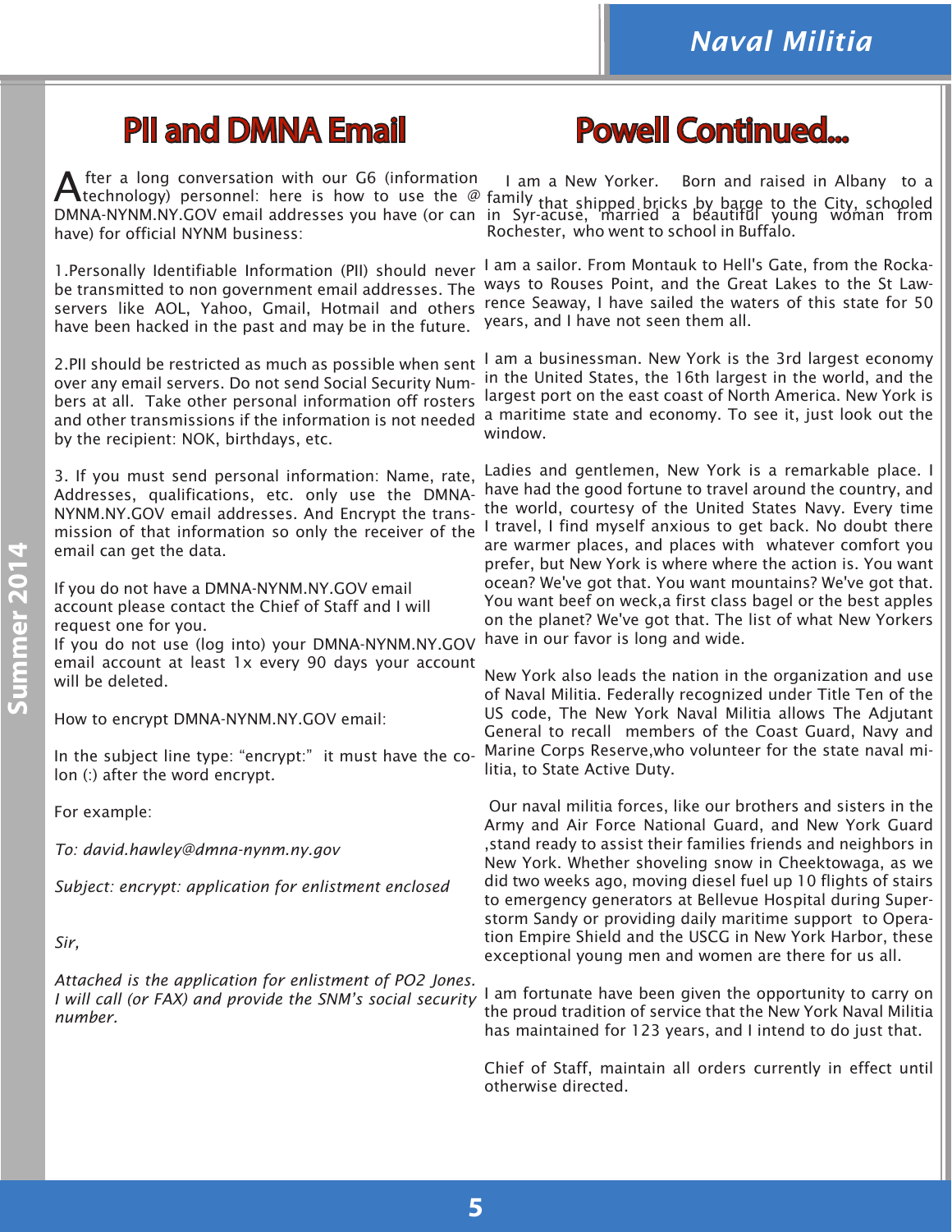# PII and DMNA Email

After a long conversation with our G6 (information technology) personnel: here is how to use the @ DMNA-NYNM.NY.GOV email addresses you have (or can have) for official NYNM business:

1.Personally Identifiable Information (PII) should never be transmitted to non government email addresses. The servers like AOL, Yahoo, Gmail, Hotmail and others have been hacked in the past and may be in the future.

2.PII should be restricted as much as possible when sent over any email servers. Do not send Social Security Numbers at all. Take other personal information off rosters and other transmissions if the information is not needed by the recipient: NOK, birthdays, etc.

3. If you must send personal information: Name, rate, Addresses, qualifications, etc. only use the DMNA-NYNM.NY.GOV email addresses. And Encrypt the transmission of that information so only the receiver of the email can get the data.

If you do not have a DMNA-NYNM.NY.GOV email account please contact the Chief of Staff and I will request one for you.
If you do not use (log into) your DMNA-NYNM.NY.GOV email account at least 1x every 90 days your account will be deleted.

How to encrypt DMNA-NYNM.NY.GOV email:

In the subject line type: "encrypt:" it must have the colon (:) after the word encrypt.

For example:

*To: david.hawley@dmna-nynm.ny.gov*

*Subject: encrypt: application for enlistment enclosed*

*Sir,*

*Attached is the application for enlistment of PO2 Jones. I will call (or FAX) and provide the SNM's social security number.*

# Powell Continued...

I am a New Yorker. Born and raised in Albany to a family that shipped bricks by barge to the City, schooled in Syr-acuse, married a beautiful young woman from Rochester, who went to school in Buffalo.

I am a sailor. From Montauk to Hell's Gate, from the Rockaways to Rouses Point, and the Great Lakes to the St Lawrence Seaway, I have sailed the waters of this state for 50 years, and I have not seen them all.

I am a businessman. New York is the 3rd largest economy in the United States, the 16th largest in the world, and the largest port on the east coast of North America. New York is a maritime state and economy. To see it, just look out the window.

Ladies and gentlemen, New York is a remarkable place. I have had the good fortune to travel around the country, and the world, courtesy of the United States Navy. Every time I travel, I find myself anxious to get back. No doubt there are warmer places, and places with whatever comfort you prefer, but New York is where where the action is. You want ocean? We've got that. You want mountains? We've got that. You want beef on weck,a first class bagel or the best apples on the planet? We've got that. The list of what New Yorkers have in our favor is long and wide.

New York also leads the nation in the organization and use of Naval Militia. Federally recognized under Title Ten of the US code, The New York Naval Militia allows The Adjutant General to recall members of the Coast Guard, Navy and Marine Corps Reserve,who volunteer for the state naval militia, to State Active Duty.

Our naval militia forces, like our brothers and sisters in the Army and Air Force National Guard, and New York Guard ,stand ready to assist their families friends and neighbors in New York. Whether shoveling snow in Cheektowaga, as we did two weeks ago, moving diesel fuel up 10 flights of stairs to emergency generators at Bellevue Hospital during Superstorm Sandy or providing daily maritime support to Operation Empire Shield and the USCG in New York Harbor, these exceptional young men and women are there for us all.

I am fortunate have been given the opportunity to carry on the proud tradition of service that the New York Naval Militia has maintained for 123 years, and I intend to do just that.

Chief of Staff, maintain all orders currently in effect until otherwise directed.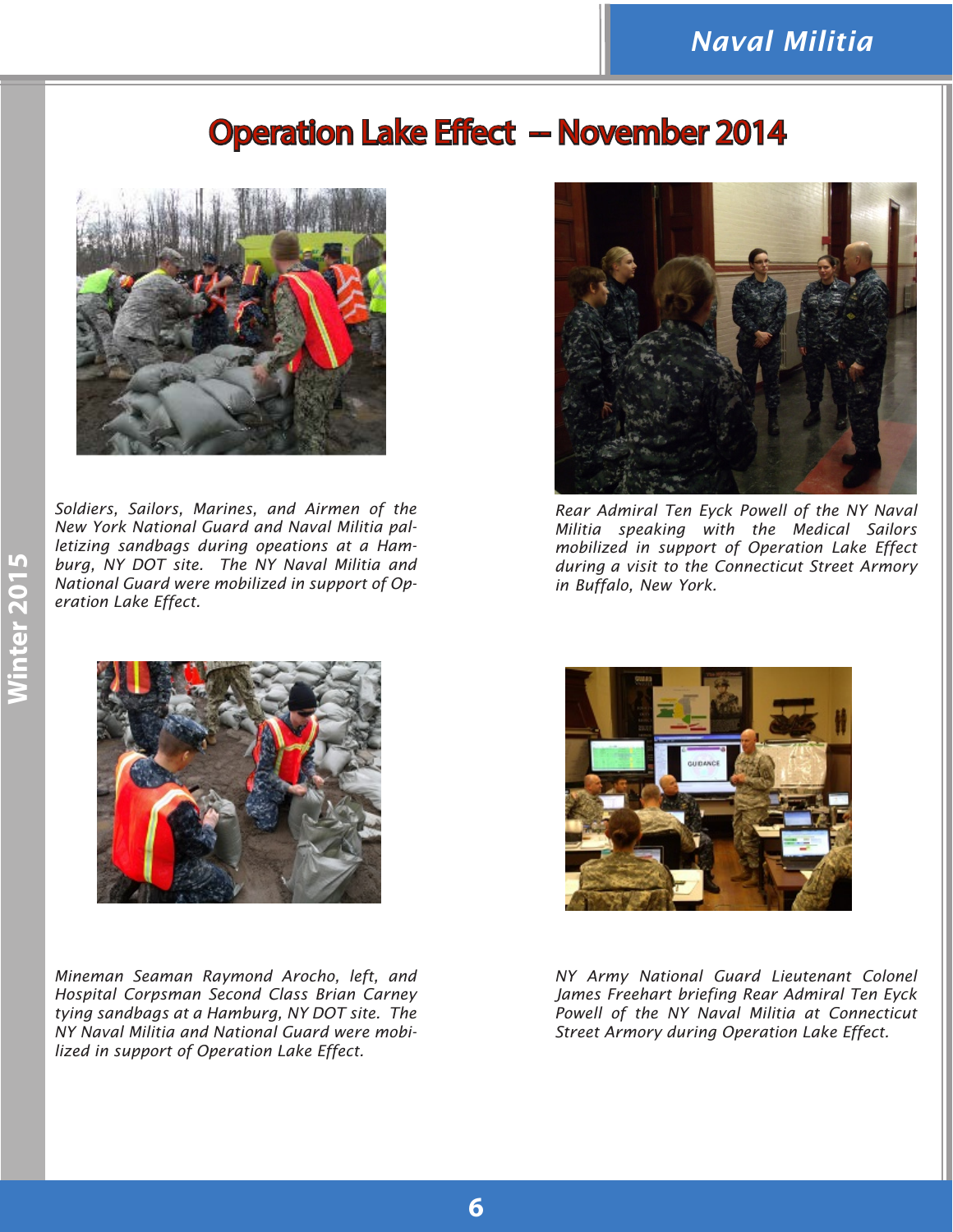# Operation Lake Effect – November 2014

*Soldiers, Sailors, Marines, and Airmen of the New York National Guard and Naval Militia palletizing sandbags during opeations at a Hamburg, NY DOT site. The NY Naval Militia and National Guard were mobilized in support of Operation Lake Effect.*

*Rear Admiral Ten Eyck Powell of the NY Naval Militia speaking with the Medical Sailors mobilized in support of Operation Lake Effect during a visit to the Connecticut Street Armory in Buffalo, New York.*

*Mineman Seaman Raymond Arocho, left, and Hospital Corpsman Second Class Brian Carney tying sandbags at a Hamburg, NY DOT site. The NY Naval Militia and National Guard were mobilized in support of Operation Lake Effect.*

*NY Army National Guard Lieutenant Colonel James Freehart briefing Rear Admiral Ten Eyck Powell of the NY Naval Militia at Connecticut Street Armory during Operation Lake Effect.*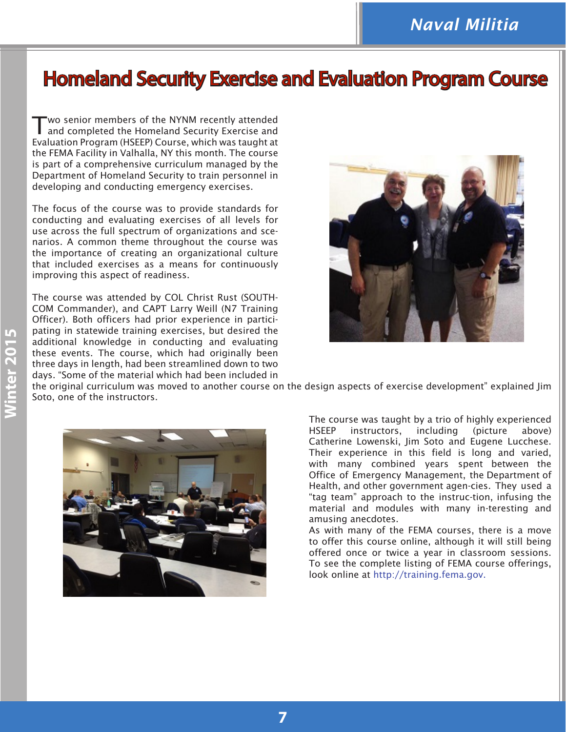# Homeland Security Exercise and Evaluation Program Course

Two senior members of the NYNM recently attended and completed the Homeland Security Exercise and Evaluation Program (HSEEP) Course, which was taught at the FEMA Facility in Valhalla, NY this month. The course is part of a comprehensive curriculum managed by the Department of Homeland Security to train personnel in developing and conducting emergency exercises.

The focus of the course was to provide standards for conducting and evaluating exercises of all levels for use across the full spectrum of organizations and scenarios. A common theme throughout the course was the importance of creating an organizational culture that included exercises as a means for continuously improving this aspect of readiness.

The course was attended by COL Christ Rust (SOUTHCOM Commander), and CAPT Larry Weill (N7 Training Officer). Both officers had prior experience in participating in statewide training exercises, but desired the additional knowledge in conducting and evaluating these events. The course, which had originally been three days in length, had been streamlined down to two days. "Some of the material which had been included in the original curriculum was moved to another course on the design aspects of exercise development" explained Jim Soto, one of the instructors.

The course was taught by a trio of highly experienced HSEEP instructors, including (picture above) Catherine Lowenski, Jim Soto and Eugene Lucchese. Their experience in this field is long and varied, with many combined years spent between the Office of Emergency Management, the Department of Health, and other government agen-cies. They used a "tag team" approach to the instruc-tion, infusing the material and modules with many in-teresting and amusing anecdotes.

As with many of the FEMA courses, there is a move to offer this course online, although it will still being offered once or twice a year in classroom sessions. To see the complete listing of FEMA course offerings, look online at http://training.fema.gov.